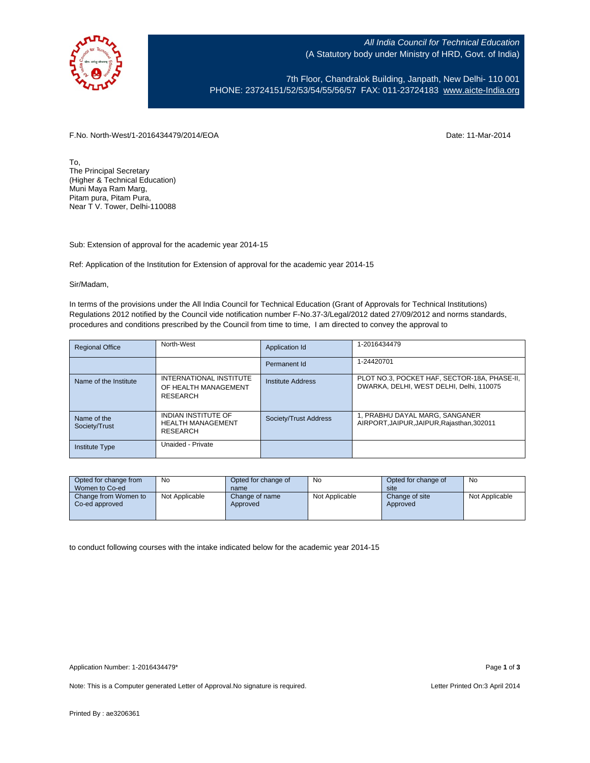*All India Council for Technical Education*
(A Statutory body under Ministry of HRD, Govt. of India)

7th Floor, Chandralok Building, Janpath, New Delhi- 110 001
PHONE: 23724151/52/53/54/55/56/57 FAX: 011-23724183 www.aicte-India.org

F.No. North-West/1-2016434479/2014/EOA

Date: 11-Mar-2014

To,
The Principal Secretary
(Higher & Technical Education)
Muni Maya Ram Marg,
Pitam pura, Pitam Pura,
Near T V. Tower, Delhi-110088

Sub: Extension of approval for the academic year 2014-15

Ref: Application of the Institution for Extension of approval for the academic year 2014-15

Sir/Madam,

In terms of the provisions under the All India Council for Technical Education (Grant of Approvals for Technical Institutions) Regulations 2012 notified by the Council vide notification number F-No.37-3/Legal/2012 dated 27/09/2012 and norms standards, procedures and conditions prescribed by the Council from time to time, I am directed to convey the approval to

| Regional Office | North-West | Application Id | 1-2016434479 |
|---|---|---|---|
| | | Permanent Id | 1-24420701 |
| Name of the Institute | INTERNATIONAL INSTITUTE OF HEALTH MANAGEMENT RESEARCH | Institute Address | PLOT NO.3, POCKET HAF, SECTOR-18A, PHASE-II, DWARKA, DELHI, WEST DELHI, Delhi, 110075 |
| Name of the Society/Trust | INDIAN INSTITUTE OF HEALTH MANAGEMENT RESEARCH | Society/Trust Address | 1, PRABHU DAYAL MARG, SANGANER AIRPORT,JAIPUR,JAIPUR,Rajasthan,302011 |
| Institute Type | Unaided - Private | | |

| Opted for change from Women to Co-ed | No | Opted for change of name | No | Opted for change of site | No |
|---|---|---|---|---|---|
| Change from Women to Co-ed approved | Not Applicable | Change of name Approved | Not Applicable | Change of site Approved | Not Applicable |

to conduct following courses with the intake indicated below for the academic year 2014-15

Application Number: 1-2016434479*

Note: This is a Computer generated Letter of Approval.No signature is required.

Letter Printed On:3 April 2014

Printed By : ae3206361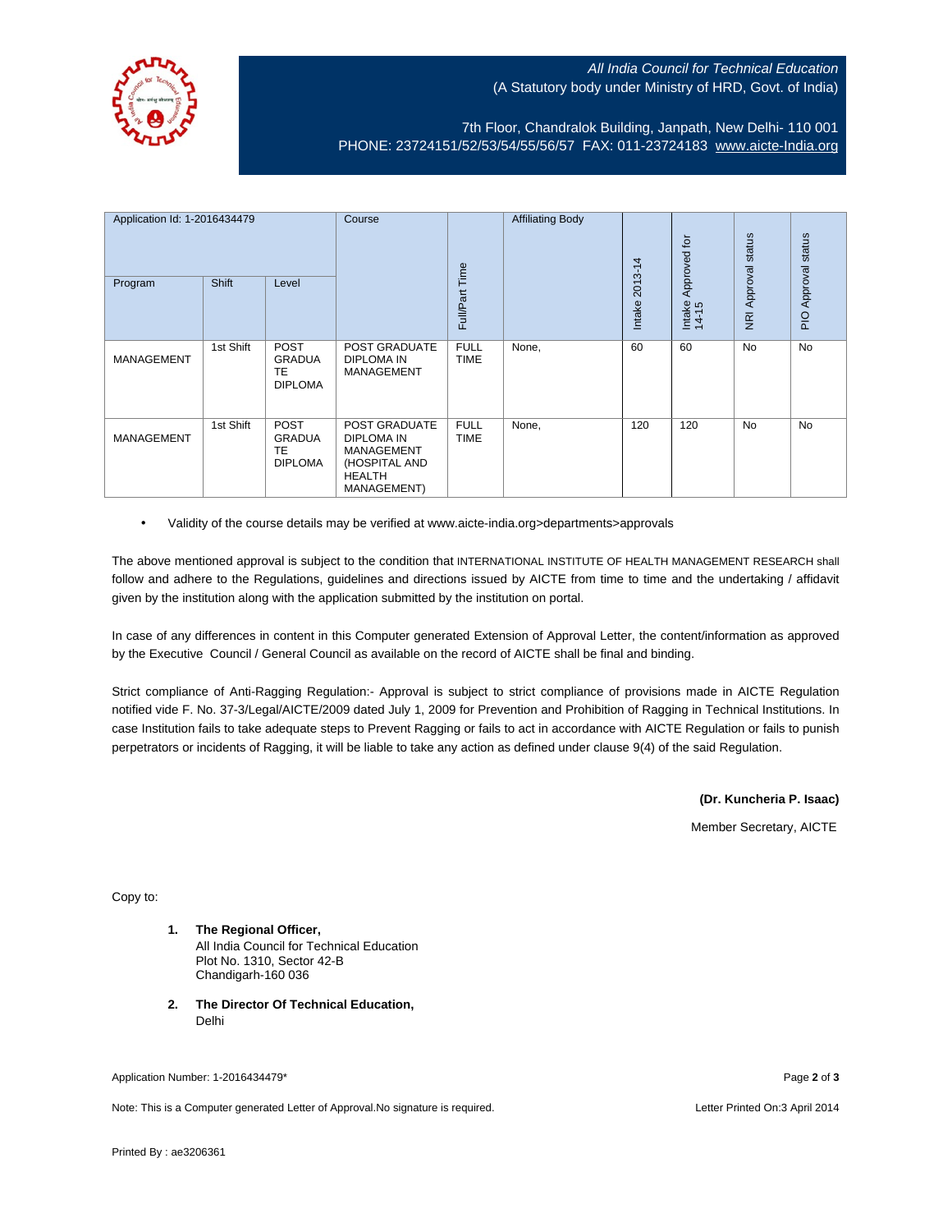*All India Council for Technical Education*
(A Statutory body under Ministry of HRD, Govt. of India)

7th Floor, Chandralok Building, Janpath, New Delhi- 110 001
PHONE: 23724151/52/53/54/55/56/57 FAX: 011-23724183 [www.aicte-India.org](http://www.aicte-India.org)

| Application Id: 1-2016434479 | | | Course | Full/Part Time | Affiliating Body | Intake 2013-14 | Intake Approved for 14-15 | NRI Approval status | PIO Approval status |
|---|---|---|---|---|---|---|---|---|---|
| Program | Shift | Level | | | | | | | |
| MANAGEMENT | 1st Shift | POST GRADUATE DIPLOMA | POST GRADUATE DIPLOMA IN MANAGEMENT | FULL TIME | None, | 60 | 60 | No | No |
| MANAGEMENT | 1st Shift | POST GRADUATE DIPLOMA | POST GRADUATE DIPLOMA IN MANAGEMENT (HOSPITAL AND HEALTH MANAGEMENT) | FULL TIME | None, | 120 | 120 | No | No |

- Validity of the course details may be verified at www.aicte-india.org>departments>approvals

The above mentioned approval is subject to the condition that INTERNATIONAL INSTITUTE OF HEALTH MANAGEMENT RESEARCH shall follow and adhere to the Regulations, guidelines and directions issued by AICTE from time to time and the undertaking / affidavit given by the institution along with the application submitted by the institution on portal.

In case of any differences in content in this Computer generated Extension of Approval Letter, the content/information as approved by the Executive Council / General Council as available on the record of AICTE shall be final and binding.

Strict compliance of Anti-Ragging Regulation:- Approval is subject to strict compliance of provisions made in AICTE Regulation notified vide F. No. 37-3/Legal/AICTE/2009 dated July 1, 2009 for Prevention and Prohibition of Ragging in Technical Institutions. In case Institution fails to take adequate steps to Prevent Ragging or fails to act in accordance with AICTE Regulation or fails to punish perpetrators or incidents of Ragging, it will be liable to take any action as defined under clause 9(4) of the said Regulation.

**(Dr. Kuncheria P. Isaac)**

Member Secretary, AICTE

Copy to:

1. **The Regional Officer,**
   All India Council for Technical Education
   Plot No. 1310, Sector 42-B
   Chandigarh-160 036

2. **The Director Of Technical Education,**
   Delhi

Application Number: 1-2016434479*

Note: This is a Computer generated Letter of Approval.No signature is required.

Letter Printed On:3 April 2014

Printed By : ae3206361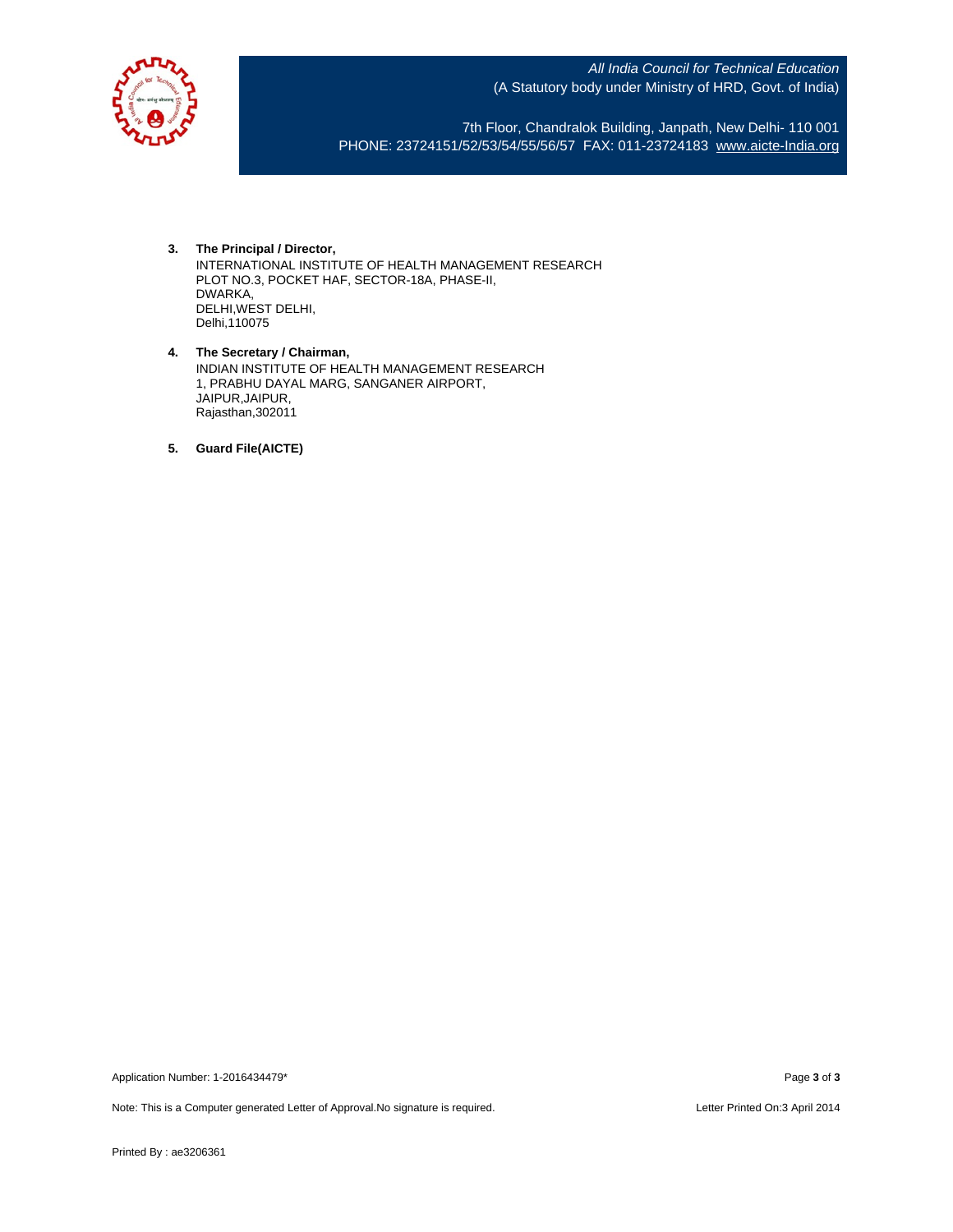3. **The Principal / Director,**
   INTERNATIONAL INSTITUTE OF HEALTH MANAGEMENT RESEARCH
   PLOT NO.3, POCKET HAF, SECTOR-18A, PHASE-II,
   DWARKA,
   DELHI,WEST DELHI,
   Delhi,110075

4. **The Secretary / Chairman,**
   INDIAN INSTITUTE OF HEALTH MANAGEMENT RESEARCH
   1, PRABHU DAYAL MARG, SANGANER AIRPORT,
   JAIPUR,JAIPUR,
   Rajasthan,302011

5. **Guard File(AICTE)**

Application Number: 1-2016434479*

Note: This is a Computer generated Letter of Approval.No signature is required.

Letter Printed On:3 April 2014

Printed By : ae3206361